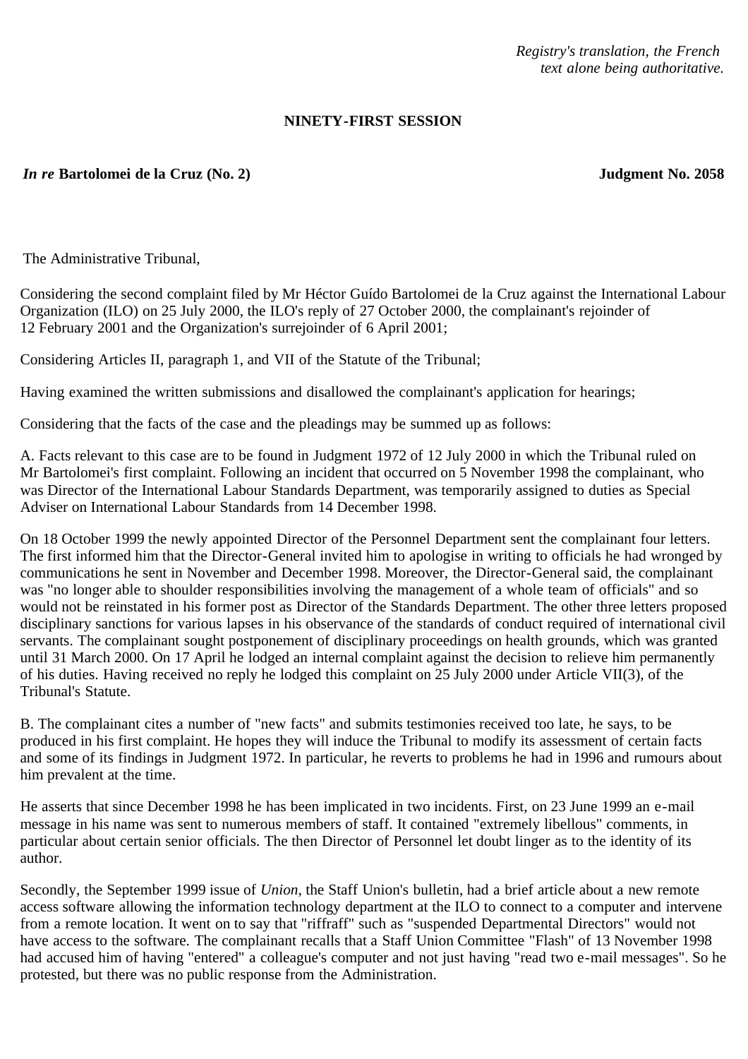*Registry's translation, the French text alone being authoritative.*

**NINETY-FIRST SESSION**

***In re* Bartolomei de la Cruz (No. 2)** **Judgment No. 2058**

The Administrative Tribunal,

Considering the second complaint filed by Mr Héctor Guído Bartolomei de la Cruz against the International Labour Organization (ILO) on 25 July 2000, the ILO's reply of 27 October 2000, the complainant's rejoinder of 12 February 2001 and the Organization's surrejoinder of 6 April 2001;

Considering Articles II, paragraph 1, and VII of the Statute of the Tribunal;

Having examined the written submissions and disallowed the complainant's application for hearings;

Considering that the facts of the case and the pleadings may be summed up as follows:

A. Facts relevant to this case are to be found in Judgment 1972 of 12 July 2000 in which the Tribunal ruled on Mr Bartolomei's first complaint. Following an incident that occurred on 5 November 1998 the complainant, who was Director of the International Labour Standards Department, was temporarily assigned to duties as Special Adviser on International Labour Standards from 14 December 1998.

On 18 October 1999 the newly appointed Director of the Personnel Department sent the complainant four letters. The first informed him that the Director-General invited him to apologise in writing to officials he had wronged by communications he sent in November and December 1998. Moreover, the Director-General said, the complainant was "no longer able to shoulder responsibilities involving the management of a whole team of officials" and so would not be reinstated in his former post as Director of the Standards Department. The other three letters proposed disciplinary sanctions for various lapses in his observance of the standards of conduct required of international civil servants. The complainant sought postponement of disciplinary proceedings on health grounds, which was granted until 31 March 2000. On 17 April he lodged an internal complaint against the decision to relieve him permanently of his duties. Having received no reply he lodged this complaint on 25 July 2000 under Article VII(3), of the Tribunal's Statute.

B. The complainant cites a number of "new facts" and submits testimonies received too late, he says, to be produced in his first complaint. He hopes they will induce the Tribunal to modify its assessment of certain facts and some of its findings in Judgment 1972. In particular, he reverts to problems he had in 1996 and rumours about him prevalent at the time.

He asserts that since December 1998 he has been implicated in two incidents. First, on 23 June 1999 an e-mail message in his name was sent to numerous members of staff. It contained "extremely libellous" comments, in particular about certain senior officials. The then Director of Personnel let doubt linger as to the identity of its author.

Secondly, the September 1999 issue of *Union*, the Staff Union's bulletin, had a brief article about a new remote access software allowing the information technology department at the ILO to connect to a computer and intervene from a remote location. It went on to say that "riffraff" such as "suspended Departmental Directors" would not have access to the software. The complainant recalls that a Staff Union Committee "Flash" of 13 November 1998 had accused him of having "entered" a colleague's computer and not just having "read two e-mail messages". So he protested, but there was no public response from the Administration.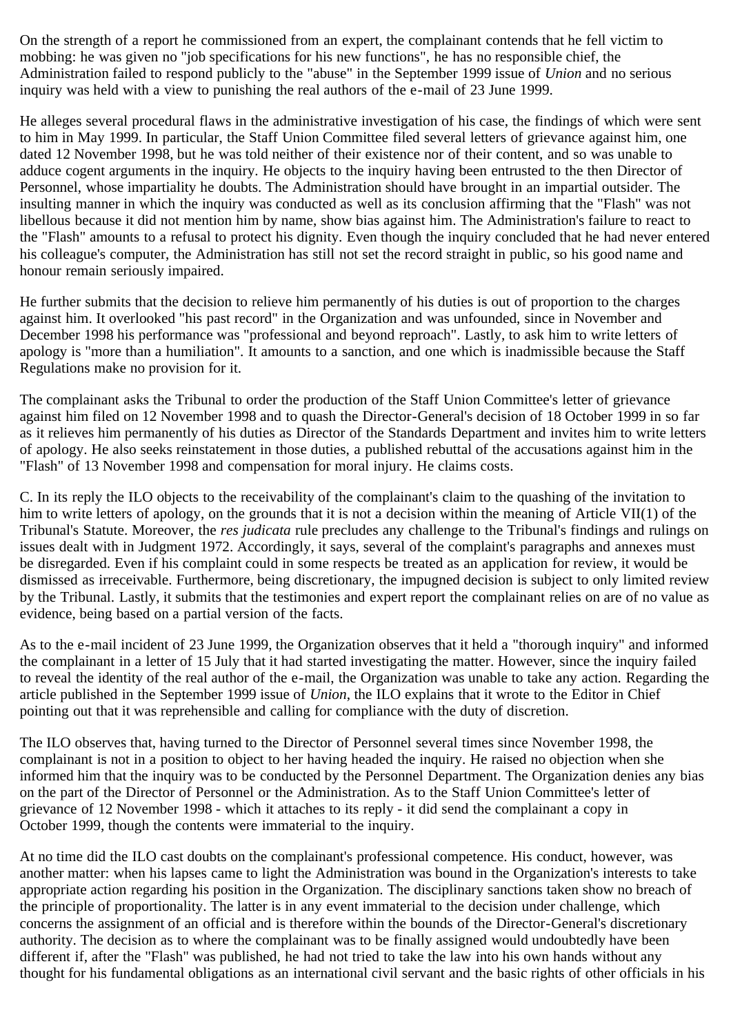On the strength of a report he commissioned from an expert, the complainant contends that he fell victim to mobbing: he was given no "job specifications for his new functions", he has no responsible chief, the Administration failed to respond publicly to the "abuse" in the September 1999 issue of *Union* and no serious inquiry was held with a view to punishing the real authors of the e-mail of 23 June 1999.

He alleges several procedural flaws in the administrative investigation of his case, the findings of which were sent to him in May 1999. In particular, the Staff Union Committee filed several letters of grievance against him, one dated 12 November 1998, but he was told neither of their existence nor of their content, and so was unable to adduce cogent arguments in the inquiry. He objects to the inquiry having been entrusted to the then Director of Personnel, whose impartiality he doubts. The Administration should have brought in an impartial outsider. The insulting manner in which the inquiry was conducted as well as its conclusion affirming that the "Flash" was not libellous because it did not mention him by name, show bias against him. The Administration's failure to react to the "Flash" amounts to a refusal to protect his dignity. Even though the inquiry concluded that he had never entered his colleague's computer, the Administration has still not set the record straight in public, so his good name and honour remain seriously impaired.

He further submits that the decision to relieve him permanently of his duties is out of proportion to the charges against him. It overlooked "his past record" in the Organization and was unfounded, since in November and December 1998 his performance was "professional and beyond reproach". Lastly, to ask him to write letters of apology is "more than a humiliation". It amounts to a sanction, and one which is inadmissible because the Staff Regulations make no provision for it.

The complainant asks the Tribunal to order the production of the Staff Union Committee's letter of grievance against him filed on 12 November 1998 and to quash the Director-General's decision of 18 October 1999 in so far as it relieves him permanently of his duties as Director of the Standards Department and invites him to write letters of apology. He also seeks reinstatement in those duties, a published rebuttal of the accusations against him in the "Flash" of 13 November 1998 and compensation for moral injury. He claims costs.

C. In its reply the ILO objects to the receivability of the complainant's claim to the quashing of the invitation to him to write letters of apology, on the grounds that it is not a decision within the meaning of Article VII(1) of the Tribunal's Statute. Moreover, the *res judicata* rule precludes any challenge to the Tribunal's findings and rulings on issues dealt with in Judgment 1972. Accordingly, it says, several of the complaint's paragraphs and annexes must be disregarded. Even if his complaint could in some respects be treated as an application for review, it would be dismissed as irreceivable. Furthermore, being discretionary, the impugned decision is subject to only limited review by the Tribunal. Lastly, it submits that the testimonies and expert report the complainant relies on are of no value as evidence, being based on a partial version of the facts.

As to the e-mail incident of 23 June 1999, the Organization observes that it held a "thorough inquiry" and informed the complainant in a letter of 15 July that it had started investigating the matter. However, since the inquiry failed to reveal the identity of the real author of the e-mail, the Organization was unable to take any action. Regarding the article published in the September 1999 issue of *Union*, the ILO explains that it wrote to the Editor in Chief pointing out that it was reprehensible and calling for compliance with the duty of discretion.

The ILO observes that, having turned to the Director of Personnel several times since November 1998, the complainant is not in a position to object to her having headed the inquiry. He raised no objection when she informed him that the inquiry was to be conducted by the Personnel Department. The Organization denies any bias on the part of the Director of Personnel or the Administration. As to the Staff Union Committee's letter of grievance of 12 November 1998 - which it attaches to its reply - it did send the complainant a copy in October 1999, though the contents were immaterial to the inquiry.

At no time did the ILO cast doubts on the complainant's professional competence. His conduct, however, was another matter: when his lapses came to light the Administration was bound in the Organization's interests to take appropriate action regarding his position in the Organization. The disciplinary sanctions taken show no breach of the principle of proportionality. The latter is in any event immaterial to the decision under challenge, which concerns the assignment of an official and is therefore within the bounds of the Director-General's discretionary authority. The decision as to where the complainant was to be finally assigned would undoubtedly have been different if, after the "Flash" was published, he had not tried to take the law into his own hands without any thought for his fundamental obligations as an international civil servant and the basic rights of other officials in his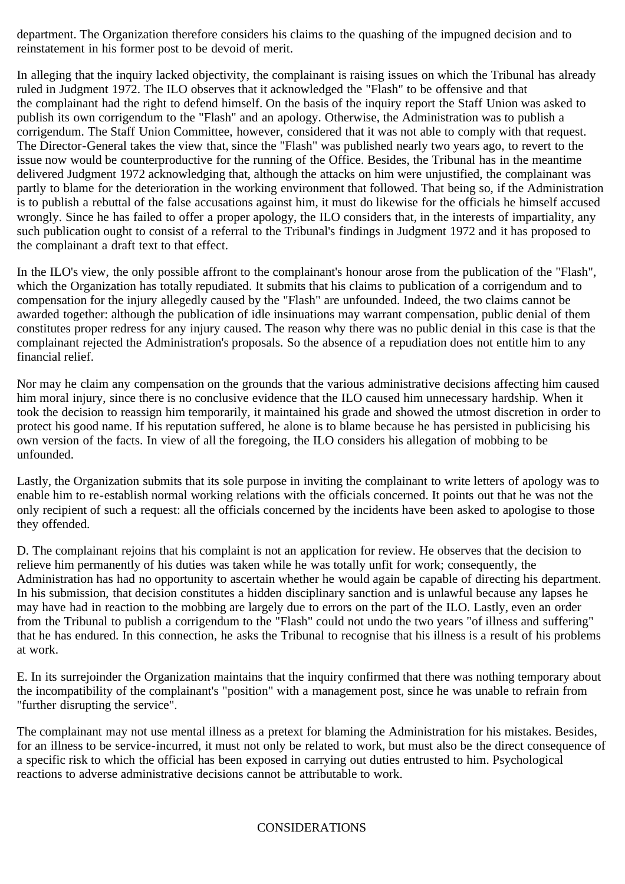department. The Organization therefore considers his claims to the quashing of the impugned decision and to reinstatement in his former post to be devoid of merit.

In alleging that the inquiry lacked objectivity, the complainant is raising issues on which the Tribunal has already ruled in Judgment 1972. The ILO observes that it acknowledged the "Flash" to be offensive and that the complainant had the right to defend himself. On the basis of the inquiry report the Staff Union was asked to publish its own corrigendum to the "Flash" and an apology. Otherwise, the Administration was to publish a corrigendum. The Staff Union Committee, however, considered that it was not able to comply with that request. The Director-General takes the view that, since the "Flash" was published nearly two years ago, to revert to the issue now would be counterproductive for the running of the Office. Besides, the Tribunal has in the meantime delivered Judgment 1972 acknowledging that, although the attacks on him were unjustified, the complainant was partly to blame for the deterioration in the working environment that followed. That being so, if the Administration is to publish a rebuttal of the false accusations against him, it must do likewise for the officials he himself accused wrongly. Since he has failed to offer a proper apology, the ILO considers that, in the interests of impartiality, any such publication ought to consist of a referral to the Tribunal's findings in Judgment 1972 and it has proposed to the complainant a draft text to that effect.

In the ILO's view, the only possible affront to the complainant's honour arose from the publication of the "Flash", which the Organization has totally repudiated. It submits that his claims to publication of a corrigendum and to compensation for the injury allegedly caused by the "Flash" are unfounded. Indeed, the two claims cannot be awarded together: although the publication of idle insinuations may warrant compensation, public denial of them constitutes proper redress for any injury caused. The reason why there was no public denial in this case is that the complainant rejected the Administration's proposals. So the absence of a repudiation does not entitle him to any financial relief.

Nor may he claim any compensation on the grounds that the various administrative decisions affecting him caused him moral injury, since there is no conclusive evidence that the ILO caused him unnecessary hardship. When it took the decision to reassign him temporarily, it maintained his grade and showed the utmost discretion in order to protect his good name. If his reputation suffered, he alone is to blame because he has persisted in publicising his own version of the facts. In view of all the foregoing, the ILO considers his allegation of mobbing to be unfounded.

Lastly, the Organization submits that its sole purpose in inviting the complainant to write letters of apology was to enable him to re-establish normal working relations with the officials concerned. It points out that he was not the only recipient of such a request: all the officials concerned by the incidents have been asked to apologise to those they offended.

D. The complainant rejoins that his complaint is not an application for review. He observes that the decision to relieve him permanently of his duties was taken while he was totally unfit for work; consequently, the Administration has had no opportunity to ascertain whether he would again be capable of directing his department. In his submission, that decision constitutes a hidden disciplinary sanction and is unlawful because any lapses he may have had in reaction to the mobbing are largely due to errors on the part of the ILO. Lastly, even an order from the Tribunal to publish a corrigendum to the "Flash" could not undo the two years "of illness and suffering" that he has endured. In this connection, he asks the Tribunal to recognise that his illness is a result of his problems at work.

E. In its surrejoinder the Organization maintains that the inquiry confirmed that there was nothing temporary about the incompatibility of the complainant's "position" with a management post, since he was unable to refrain from "further disrupting the service".

The complainant may not use mental illness as a pretext for blaming the Administration for his mistakes. Besides, for an illness to be service-incurred, it must not only be related to work, but must also be the direct consequence of a specific risk to which the official has been exposed in carrying out duties entrusted to him. Psychological reactions to adverse administrative decisions cannot be attributable to work.

CONSIDERATIONS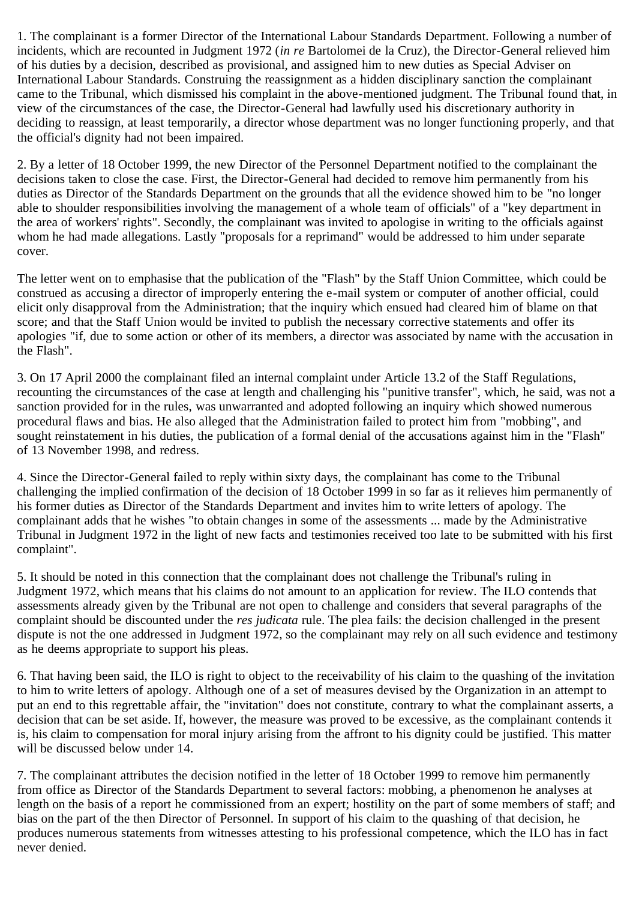1. The complainant is a former Director of the International Labour Standards Department. Following a number of incidents, which are recounted in Judgment 1972 (*in re* Bartolomei de la Cruz), the Director-General relieved him of his duties by a decision, described as provisional, and assigned him to new duties as Special Adviser on International Labour Standards. Construing the reassignment as a hidden disciplinary sanction the complainant came to the Tribunal, which dismissed his complaint in the above-mentioned judgment. The Tribunal found that, in view of the circumstances of the case, the Director-General had lawfully used his discretionary authority in deciding to reassign, at least temporarily, a director whose department was no longer functioning properly, and that the official's dignity had not been impaired.

2. By a letter of 18 October 1999, the new Director of the Personnel Department notified to the complainant the decisions taken to close the case. First, the Director-General had decided to remove him permanently from his duties as Director of the Standards Department on the grounds that all the evidence showed him to be "no longer able to shoulder responsibilities involving the management of a whole team of officials" of a "key department in the area of workers' rights". Secondly, the complainant was invited to apologise in writing to the officials against whom he had made allegations. Lastly "proposals for a reprimand" would be addressed to him under separate cover.

The letter went on to emphasise that the publication of the "Flash" by the Staff Union Committee, which could be construed as accusing a director of improperly entering the e-mail system or computer of another official, could elicit only disapproval from the Administration; that the inquiry which ensued had cleared him of blame on that score; and that the Staff Union would be invited to publish the necessary corrective statements and offer its apologies "if, due to some action or other of its members, a director was associated by name with the accusation in the Flash".

3. On 17 April 2000 the complainant filed an internal complaint under Article 13.2 of the Staff Regulations, recounting the circumstances of the case at length and challenging his "punitive transfer", which, he said, was not a sanction provided for in the rules, was unwarranted and adopted following an inquiry which showed numerous procedural flaws and bias. He also alleged that the Administration failed to protect him from "mobbing", and sought reinstatement in his duties, the publication of a formal denial of the accusations against him in the "Flash" of 13 November 1998, and redress.

4. Since the Director-General failed to reply within sixty days, the complainant has come to the Tribunal challenging the implied confirmation of the decision of 18 October 1999 in so far as it relieves him permanently of his former duties as Director of the Standards Department and invites him to write letters of apology. The complainant adds that he wishes "to obtain changes in some of the assessments ... made by the Administrative Tribunal in Judgment 1972 in the light of new facts and testimonies received too late to be submitted with his first complaint".

5. It should be noted in this connection that the complainant does not challenge the Tribunal's ruling in Judgment 1972, which means that his claims do not amount to an application for review. The ILO contends that assessments already given by the Tribunal are not open to challenge and considers that several paragraphs of the complaint should be discounted under the *res judicata* rule. The plea fails: the decision challenged in the present dispute is not the one addressed in Judgment 1972, so the complainant may rely on all such evidence and testimony as he deems appropriate to support his pleas.

6. That having been said, the ILO is right to object to the receivability of his claim to the quashing of the invitation to him to write letters of apology. Although one of a set of measures devised by the Organization in an attempt to put an end to this regrettable affair, the "invitation" does not constitute, contrary to what the complainant asserts, a decision that can be set aside. If, however, the measure was proved to be excessive, as the complainant contends it is, his claim to compensation for moral injury arising from the affront to his dignity could be justified. This matter will be discussed below under 14.

7. The complainant attributes the decision notified in the letter of 18 October 1999 to remove him permanently from office as Director of the Standards Department to several factors: mobbing, a phenomenon he analyses at length on the basis of a report he commissioned from an expert; hostility on the part of some members of staff; and bias on the part of the then Director of Personnel. In support of his claim to the quashing of that decision, he produces numerous statements from witnesses attesting to his professional competence, which the ILO has in fact never denied.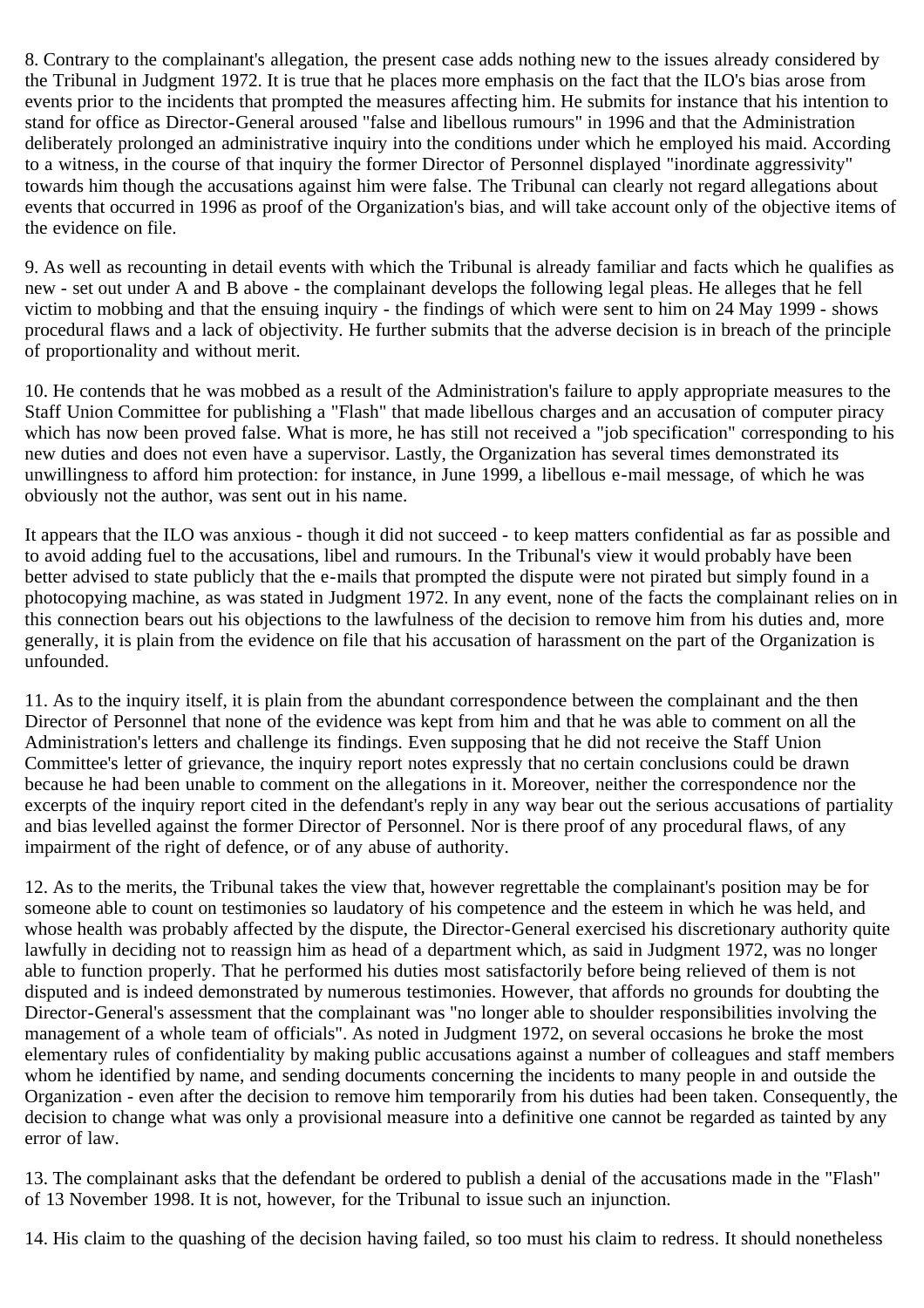8. Contrary to the complainant's allegation, the present case adds nothing new to the issues already considered by the Tribunal in Judgment 1972. It is true that he places more emphasis on the fact that the ILO's bias arose from events prior to the incidents that prompted the measures affecting him. He submits for instance that his intention to stand for office as Director-General aroused "false and libellous rumours" in 1996 and that the Administration deliberately prolonged an administrative inquiry into the conditions under which he employed his maid. According to a witness, in the course of that inquiry the former Director of Personnel displayed "inordinate aggressivity" towards him though the accusations against him were false. The Tribunal can clearly not regard allegations about events that occurred in 1996 as proof of the Organization's bias, and will take account only of the objective items of the evidence on file.

9. As well as recounting in detail events with which the Tribunal is already familiar and facts which he qualifies as new - set out under A and B above - the complainant develops the following legal pleas. He alleges that he fell victim to mobbing and that the ensuing inquiry - the findings of which were sent to him on 24 May 1999 - shows procedural flaws and a lack of objectivity. He further submits that the adverse decision is in breach of the principle of proportionality and without merit.

10. He contends that he was mobbed as a result of the Administration's failure to apply appropriate measures to the Staff Union Committee for publishing a "Flash" that made libellous charges and an accusation of computer piracy which has now been proved false. What is more, he has still not received a "job specification" corresponding to his new duties and does not even have a supervisor. Lastly, the Organization has several times demonstrated its unwillingness to afford him protection: for instance, in June 1999, a libellous e-mail message, of which he was obviously not the author, was sent out in his name.

It appears that the ILO was anxious - though it did not succeed - to keep matters confidential as far as possible and to avoid adding fuel to the accusations, libel and rumours. In the Tribunal's view it would probably have been better advised to state publicly that the e-mails that prompted the dispute were not pirated but simply found in a photocopying machine, as was stated in Judgment 1972. In any event, none of the facts the complainant relies on in this connection bears out his objections to the lawfulness of the decision to remove him from his duties and, more generally, it is plain from the evidence on file that his accusation of harassment on the part of the Organization is unfounded.

11. As to the inquiry itself, it is plain from the abundant correspondence between the complainant and the then Director of Personnel that none of the evidence was kept from him and that he was able to comment on all the Administration's letters and challenge its findings. Even supposing that he did not receive the Staff Union Committee's letter of grievance, the inquiry report notes expressly that no certain conclusions could be drawn because he had been unable to comment on the allegations in it. Moreover, neither the correspondence nor the excerpts of the inquiry report cited in the defendant's reply in any way bear out the serious accusations of partiality and bias levelled against the former Director of Personnel. Nor is there proof of any procedural flaws, of any impairment of the right of defence, or of any abuse of authority.

12. As to the merits, the Tribunal takes the view that, however regrettable the complainant's position may be for someone able to count on testimonies so laudatory of his competence and the esteem in which he was held, and whose health was probably affected by the dispute, the Director-General exercised his discretionary authority quite lawfully in deciding not to reassign him as head of a department which, as said in Judgment 1972, was no longer able to function properly. That he performed his duties most satisfactorily before being relieved of them is not disputed and is indeed demonstrated by numerous testimonies. However, that affords no grounds for doubting the Director-General's assessment that the complainant was "no longer able to shoulder responsibilities involving the management of a whole team of officials". As noted in Judgment 1972, on several occasions he broke the most elementary rules of confidentiality by making public accusations against a number of colleagues and staff members whom he identified by name, and sending documents concerning the incidents to many people in and outside the Organization - even after the decision to remove him temporarily from his duties had been taken. Consequently, the decision to change what was only a provisional measure into a definitive one cannot be regarded as tainted by any error of law.

13. The complainant asks that the defendant be ordered to publish a denial of the accusations made in the "Flash" of 13 November 1998. It is not, however, for the Tribunal to issue such an injunction.

14. His claim to the quashing of the decision having failed, so too must his claim to redress. It should nonetheless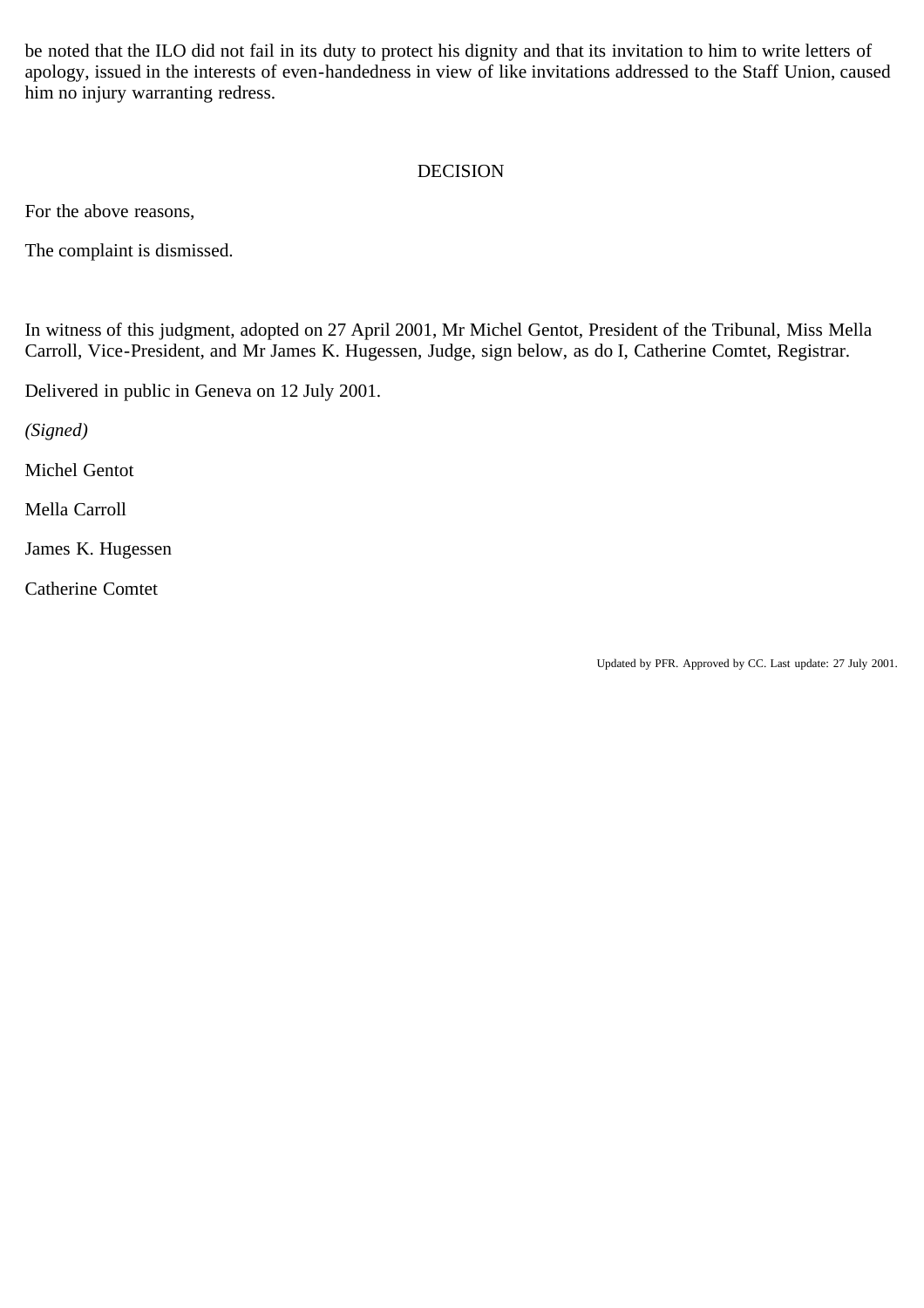be noted that the ILO did not fail in its duty to protect his dignity and that its invitation to him to write letters of apology, issued in the interests of even-handedness in view of like invitations addressed to the Staff Union, caused him no injury warranting redress.

## DECISION

For the above reasons,

The complaint is dismissed.

In witness of this judgment, adopted on 27 April 2001, Mr Michel Gentot, President of the Tribunal, Miss Mella Carroll, Vice-President, and Mr James K. Hugessen, Judge, sign below, as do I, Catherine Comtet, Registrar.

Delivered in public in Geneva on 12 July 2001.

*(Signed)*

Michel Gentot

Mella Carroll

James K. Hugessen

Catherine Comtet

Updated by PFR. Approved by CC. Last update: 27 July 2001.